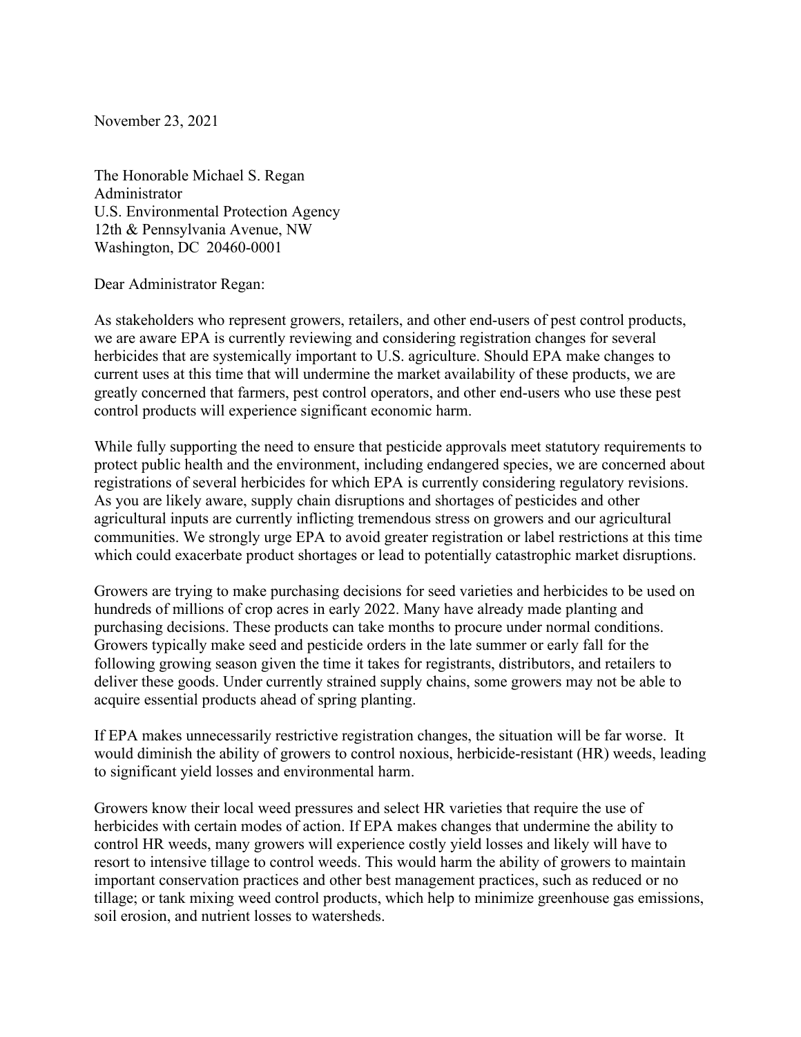November 23, 2021

The Honorable Michael S. Regan
Administrator
U.S. Environmental Protection Agency
12th & Pennsylvania Avenue, NW
Washington, DC 20460-0001

Dear Administrator Regan:

As stakeholders who represent growers, retailers, and other end-users of pest control products, we are aware EPA is currently reviewing and considering registration changes for several herbicides that are systemically important to U.S. agriculture. Should EPA make changes to current uses at this time that will undermine the market availability of these products, we are greatly concerned that farmers, pest control operators, and other end-users who use these pest control products will experience significant economic harm.

While fully supporting the need to ensure that pesticide approvals meet statutory requirements to protect public health and the environment, including endangered species, we are concerned about registrations of several herbicides for which EPA is currently considering regulatory revisions. As you are likely aware, supply chain disruptions and shortages of pesticides and other agricultural inputs are currently inflicting tremendous stress on growers and our agricultural communities. We strongly urge EPA to avoid greater registration or label restrictions at this time which could exacerbate product shortages or lead to potentially catastrophic market disruptions.

Growers are trying to make purchasing decisions for seed varieties and herbicides to be used on hundreds of millions of crop acres in early 2022. Many have already made planting and purchasing decisions. These products can take months to procure under normal conditions. Growers typically make seed and pesticide orders in the late summer or early fall for the following growing season given the time it takes for registrants, distributors, and retailers to deliver these goods. Under currently strained supply chains, some growers may not be able to acquire essential products ahead of spring planting.

If EPA makes unnecessarily restrictive registration changes, the situation will be far worse. It would diminish the ability of growers to control noxious, herbicide-resistant (HR) weeds, leading to significant yield losses and environmental harm.

Growers know their local weed pressures and select HR varieties that require the use of herbicides with certain modes of action. If EPA makes changes that undermine the ability to control HR weeds, many growers will experience costly yield losses and likely will have to resort to intensive tillage to control weeds. This would harm the ability of growers to maintain important conservation practices and other best management practices, such as reduced or no tillage; or tank mixing weed control products, which help to minimize greenhouse gas emissions, soil erosion, and nutrient losses to watersheds.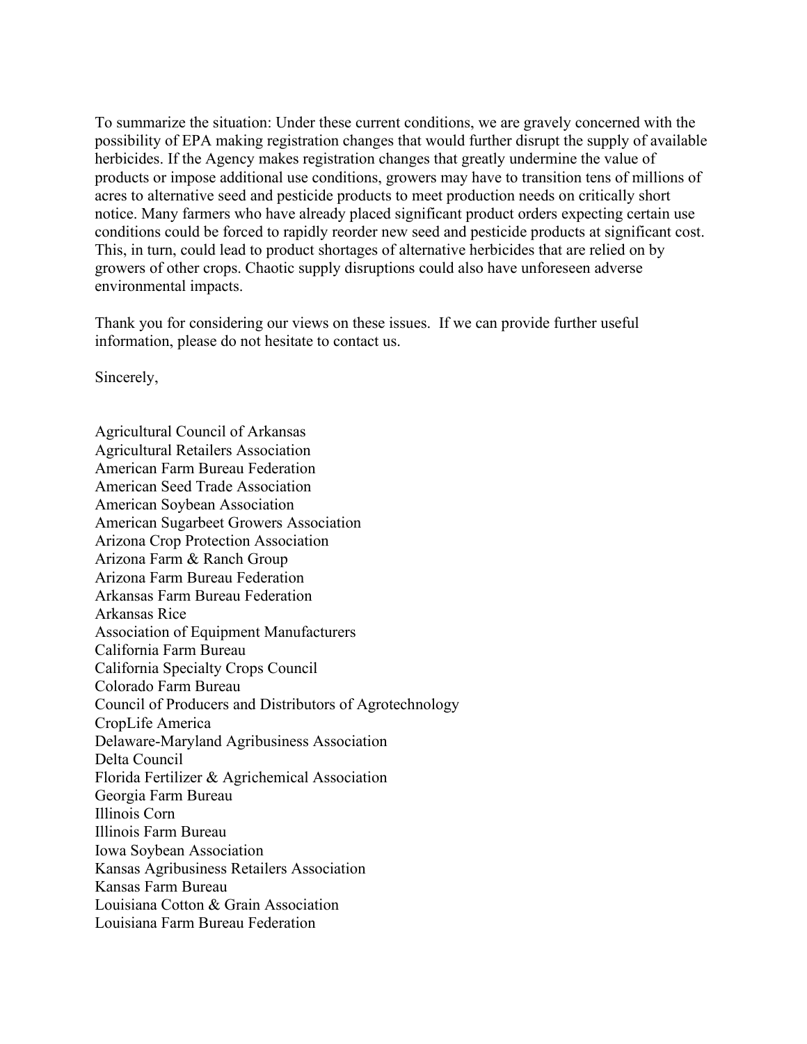To summarize the situation: Under these current conditions, we are gravely concerned with the possibility of EPA making registration changes that would further disrupt the supply of available herbicides. If the Agency makes registration changes that greatly undermine the value of products or impose additional use conditions, growers may have to transition tens of millions of acres to alternative seed and pesticide products to meet production needs on critically short notice. Many farmers who have already placed significant product orders expecting certain use conditions could be forced to rapidly reorder new seed and pesticide products at significant cost. This, in turn, could lead to product shortages of alternative herbicides that are relied on by growers of other crops. Chaotic supply disruptions could also have unforeseen adverse environmental impacts.

Thank you for considering our views on these issues. If we can provide further useful information, please do not hesitate to contact us.

Sincerely,

Agricultural Council of Arkansas
Agricultural Retailers Association
American Farm Bureau Federation
American Seed Trade Association
American Soybean Association
American Sugarbeet Growers Association
Arizona Crop Protection Association
Arizona Farm & Ranch Group
Arizona Farm Bureau Federation
Arkansas Farm Bureau Federation
Arkansas Rice
Association of Equipment Manufacturers
California Farm Bureau
California Specialty Crops Council
Colorado Farm Bureau
Council of Producers and Distributors of Agrotechnology
CropLife America
Delaware-Maryland Agribusiness Association
Delta Council
Florida Fertilizer & Agrichemical Association
Georgia Farm Bureau
Illinois Corn
Illinois Farm Bureau
Iowa Soybean Association
Kansas Agribusiness Retailers Association
Kansas Farm Bureau
Louisiana Cotton & Grain Association
Louisiana Farm Bureau Federation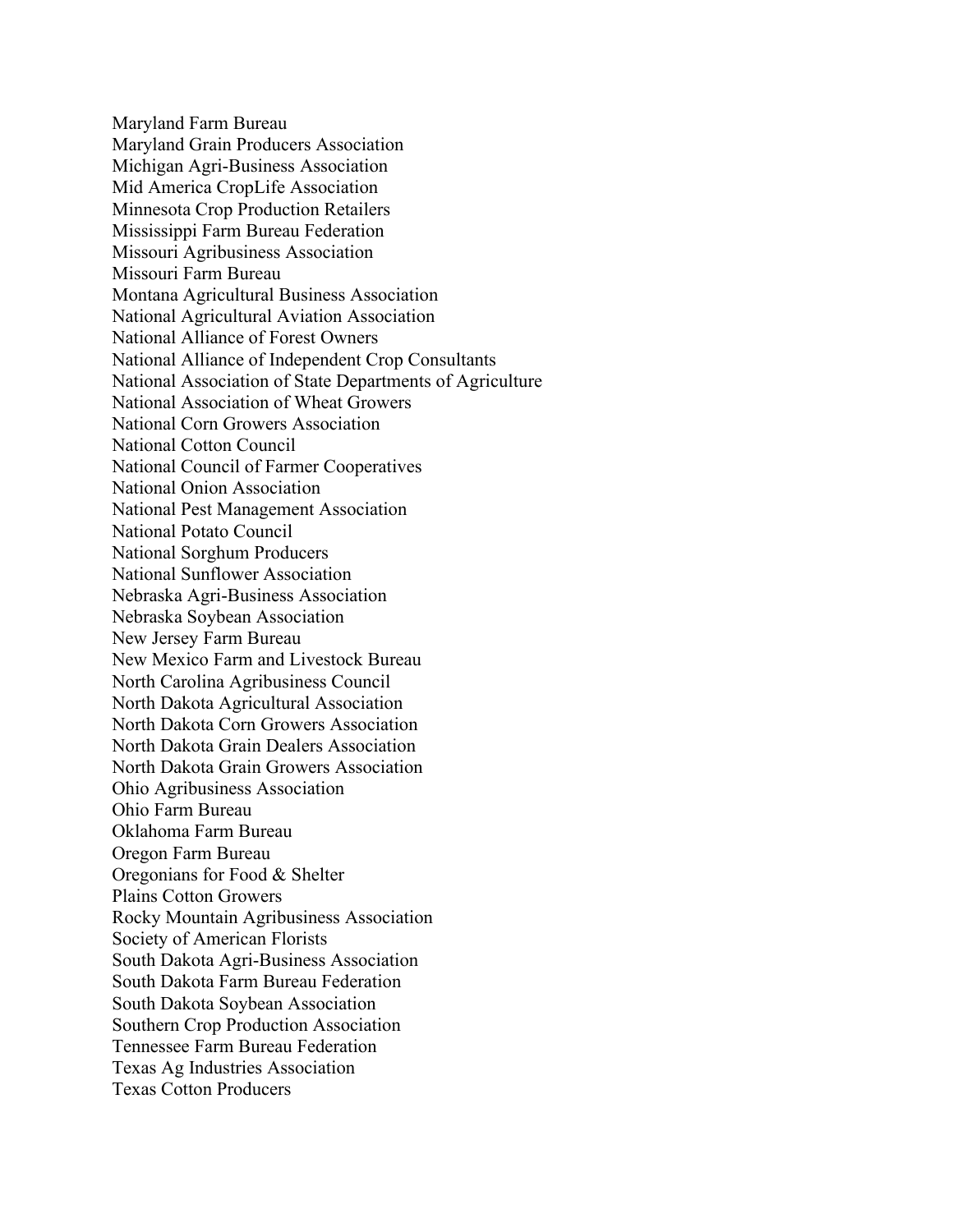Maryland Farm Bureau
Maryland Grain Producers Association
Michigan Agri-Business Association
Mid America CropLife Association
Minnesota Crop Production Retailers
Mississippi Farm Bureau Federation
Missouri Agribusiness Association
Missouri Farm Bureau
Montana Agricultural Business Association
National Agricultural Aviation Association
National Alliance of Forest Owners
National Alliance of Independent Crop Consultants
National Association of State Departments of Agriculture
National Association of Wheat Growers
National Corn Growers Association
National Cotton Council
National Council of Farmer Cooperatives
National Onion Association
National Pest Management Association
National Potato Council
National Sorghum Producers
National Sunflower Association
Nebraska Agri-Business Association
Nebraska Soybean Association
New Jersey Farm Bureau
New Mexico Farm and Livestock Bureau
North Carolina Agribusiness Council
North Dakota Agricultural Association
North Dakota Corn Growers Association
North Dakota Grain Dealers Association
North Dakota Grain Growers Association
Ohio Agribusiness Association
Ohio Farm Bureau
Oklahoma Farm Bureau
Oregon Farm Bureau
Oregonians for Food & Shelter
Plains Cotton Growers
Rocky Mountain Agribusiness Association
Society of American Florists
South Dakota Agri-Business Association
South Dakota Farm Bureau Federation
South Dakota Soybean Association
Southern Crop Production Association
Tennessee Farm Bureau Federation
Texas Ag Industries Association
Texas Cotton Producers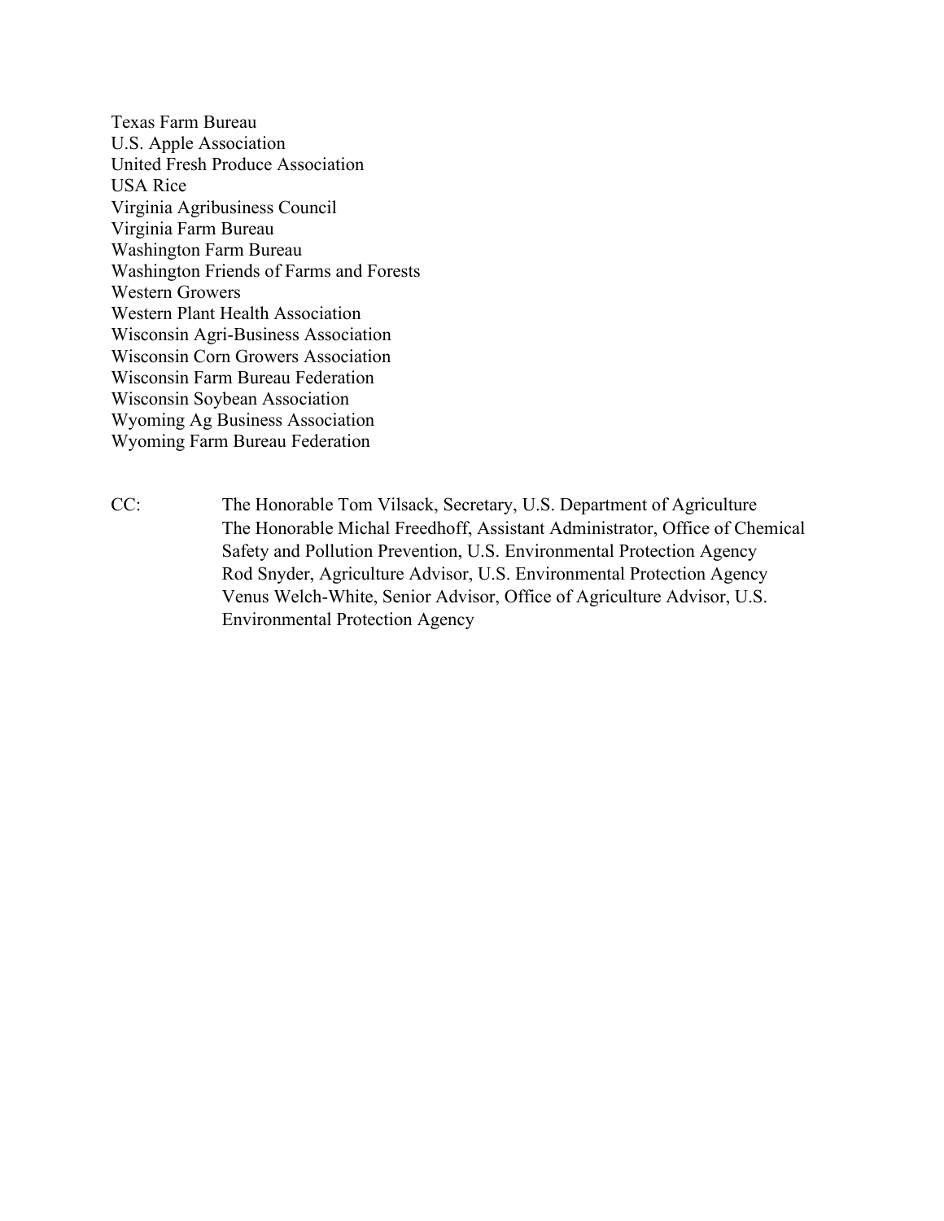Texas Farm Bureau
U.S. Apple Association
United Fresh Produce Association
USA Rice
Virginia Agribusiness Council
Virginia Farm Bureau
Washington Farm Bureau
Washington Friends of Farms and Forests
Western Growers
Western Plant Health Association
Wisconsin Agri-Business Association
Wisconsin Corn Growers Association
Wisconsin Farm Bureau Federation
Wisconsin Soybean Association
Wyoming Ag Business Association
Wyoming Farm Bureau Federation

CC: The Honorable Tom Vilsack, Secretary, U.S. Department of Agriculture
The Honorable Michal Freedhoff, Assistant Administrator, Office of Chemical Safety and Pollution Prevention, U.S. Environmental Protection Agency
Rod Snyder, Agriculture Advisor, U.S. Environmental Protection Agency
Venus Welch-White, Senior Advisor, Office of Agriculture Advisor, U.S. Environmental Protection Agency